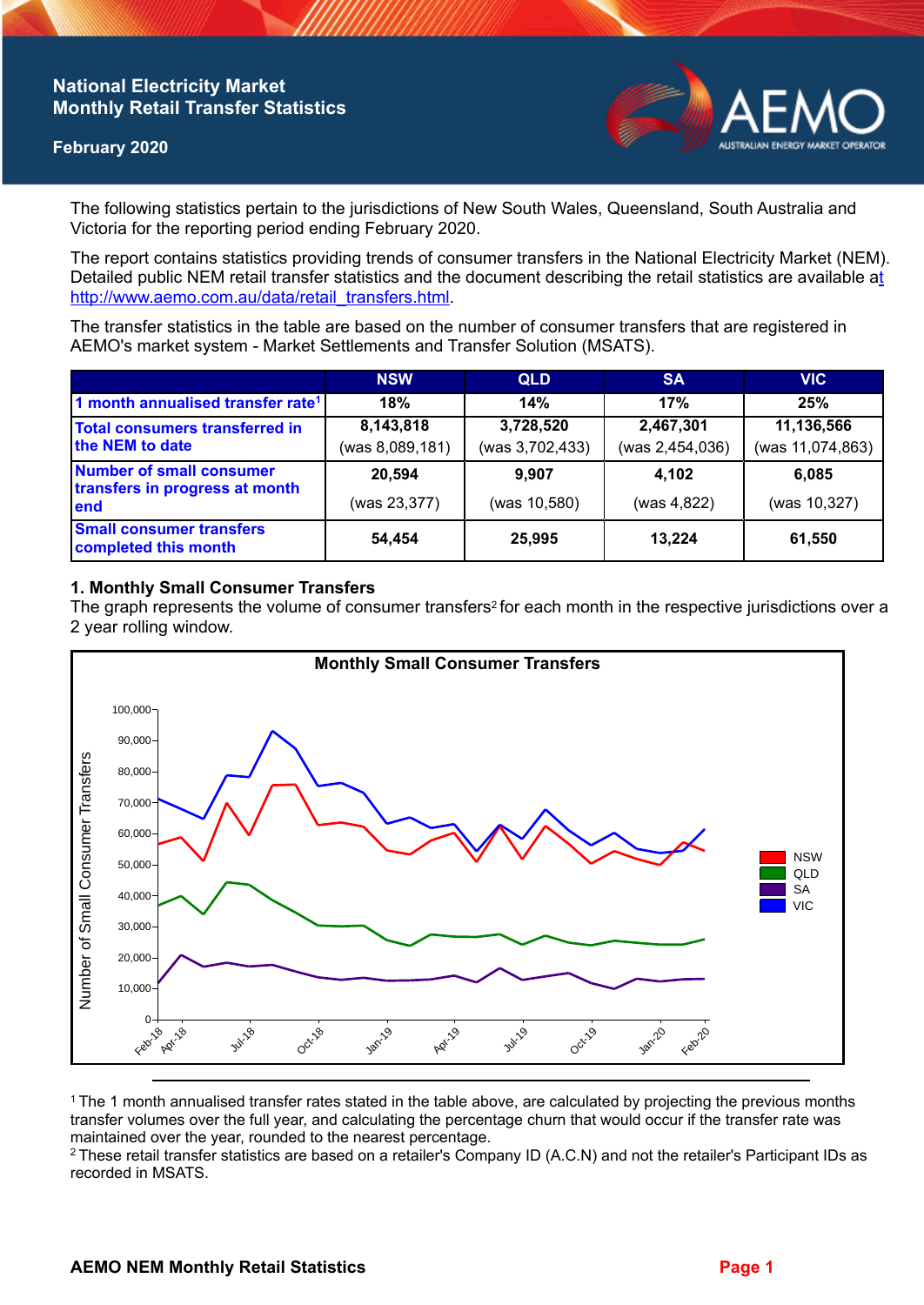# National Electricity Market Monthly Retail Transfer Statistics

**February 2020**

The following statistics pertain to the jurisdictions of New South Wales, Queensland, South Australia and Victoria for the reporting period ending February 2020.

The report contains statistics providing trends of consumer transfers in the National Electricity Market (NEM). Detailed public NEM retail transfer statistics and the document describing the retail statistics are available at http://www.aemo.com.au/data/retail_transfers.html.

The transfer statistics in the table are based on the number of consumer transfers that are registered in AEMO's market system - Market Settlements and Transfer Solution (MSATS).

| | NSW | QLD | SA | VIC |
|---|---|---|---|---|
| 1 month annualised transfer rate[1] | 18% | 14% | 17% | 25% |
| Total consumers transferred in the NEM to date | 8,143,818 (was 8,089,181) | 3,728,520 (was 3,702,433) | 2,467,301 (was 2,454,036) | 11,136,566 (was 11,074,863) |
| Number of small consumer transfers in progress at month end | 20,594 (was 23,377) | 9,907 (was 10,580) | 4,102 (was 4,822) | 6,085 (was 10,327) |
| Small consumer transfers completed this month | 54,454 | 25,995 | 13,224 | 61,550 |

## 1. Monthly Small Consumer Transfers

The graph represents the volume of consumer transfers[2] for each month in the respective jurisdictions over a 2 year rolling window.

**Monthly Small Consumer Transfers**

[1] The 1 month annualised transfer rates stated in the table above, are calculated by projecting the previous months transfer volumes over the full year, and calculating the percentage churn that would occur if the transfer rate was maintained over the year, rounded to the nearest percentage.

[2] These retail transfer statistics are based on a retailer's Company ID (A.C.N) and not the retailer's Participant IDs as recorded in MSATS.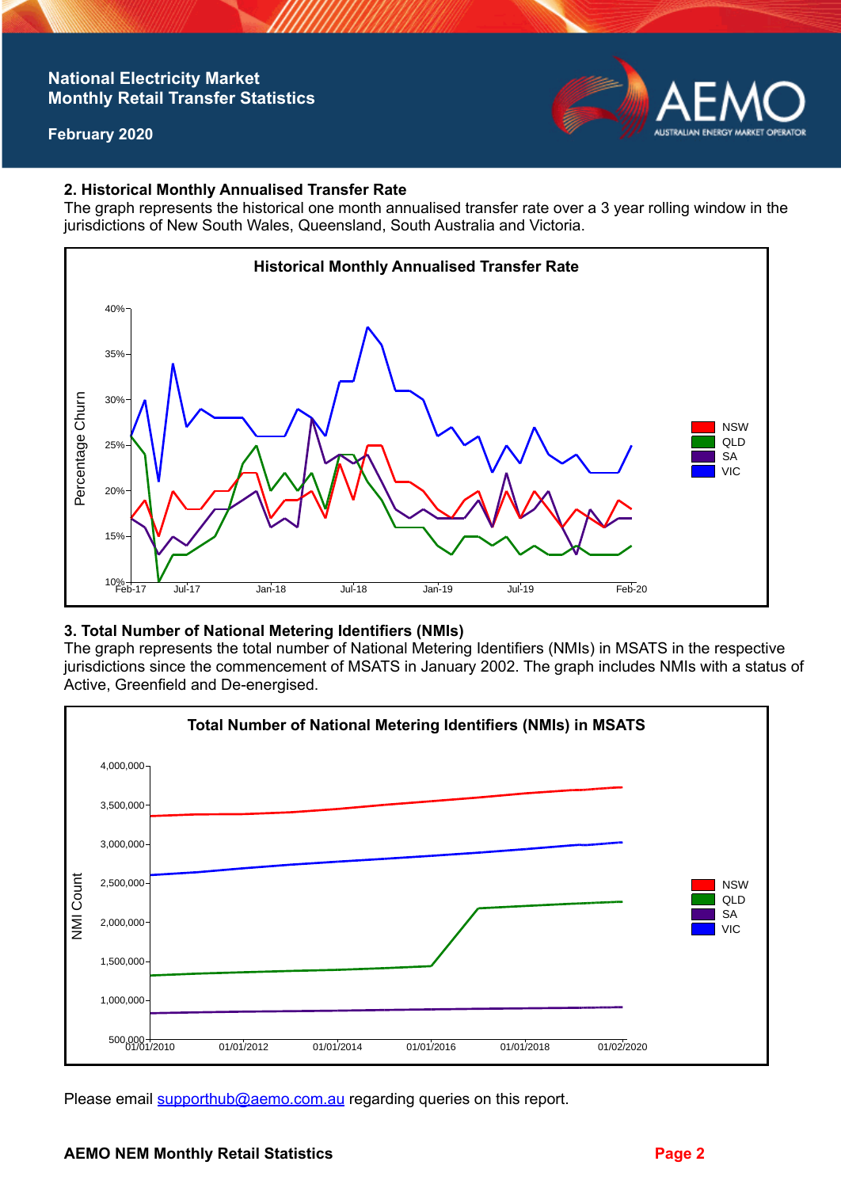## 2. Historical Monthly Annualised Transfer Rate

The graph represents the historical one month annualised transfer rate over a 3 year rolling window in the jurisdictions of New South Wales, Queensland, South Australia and Victoria.

Historical Monthly Annualised Transfer Rate

Percentage Churn

40%
35%
30%
25%
20%
15%
10%

Feb-17
Jul-17
Jan-18
Jul-18
Jan-19
Jul-19
Feb-20

NSW
QLD
SA
VIC

## 3. Total Number of National Metering Identifiers (NMIs)

The graph represents the total number of National Metering Identifiers (NMIs) in MSATS in the respective jurisdictions since the commencement of MSATS in January 2002. The graph includes NMIs with a status of Active, Greenfield and De-energised.

Total Number of National Metering Identifiers (NMIs) in MSATS

NMI Count

4,000,000
3,500,000
3,000,000
2,500,000
2,000,000
1,500,000
1,000,000
500,000

01/01/2010
01/01/2012
01/01/2014
01/01/2016
01/01/2018
01/02/2020

NSW
QLD
SA
VIC

Please email supporthub@aemo.com.au regarding queries on this report.